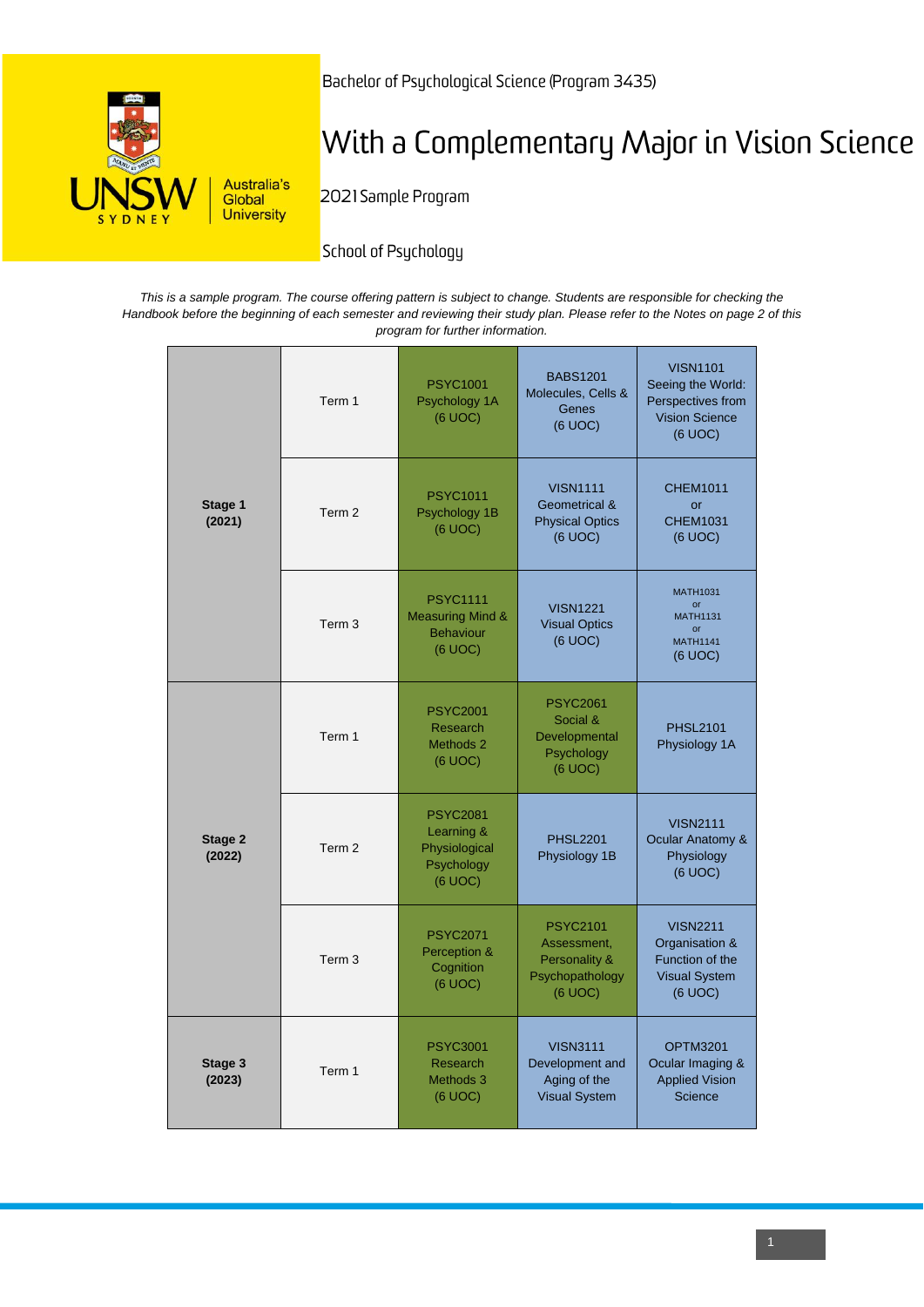Bachelor of Psychological Science (Program 3435)

# With a Complementary Major in Vision Science

2021 Sample Program

School of Psychology

*This is a sample program. The course offering pattern is subject to change. Students are responsible for checking the Handbook before the beginning of each semester and reviewing their study plan. Please refer to the Notes on page 2 of this program for further information.*

| | | | | |
|---|---|---|---|---|
| **Stage 1 (2021)** | Term 1 | PSYC1001 Psychology 1A (6 UOC) | BABS1201 Molecules, Cells & Genes (6 UOC) | VISN1101 Seeing the World: Perspectives from Vision Science (6 UOC) |
| | Term 2 | PSYC1011 Psychology 1B (6 UOC) | VISN1111 Geometrical & Physical Optics (6 UOC) | CHEM1011 or CHEM1031 (6 UOC) |
| | Term 3 | PSYC1111 Measuring Mind & Behaviour (6 UOC) | VISN1221 Visual Optics (6 UOC) | MATH1031 or MATH1131 or MATH1141 (6 UOC) |
| **Stage 2 (2022)** | Term 1 | PSYC2001 Research Methods 2 (6 UOC) | PSYC2061 Social & Developmental Psychology (6 UOC) | PHSL2101 Physiology 1A |
| | Term 2 | PSYC2081 Learning & Physiological Psychology (6 UOC) | PHSL2201 Physiology 1B | VISN2111 Ocular Anatomy & Physiology (6 UOC) |
| | Term 3 | PSYC2071 Perception & Cognition (6 UOC) | PSYC2101 Assessment, Personality & Psychopathology (6 UOC) | VISN2211 Organisation & Function of the Visual System (6 UOC) |
| **Stage 3 (2023)** | Term 1 | PSYC3001 Research Methods 3 (6 UOC) | VISN3111 Development and Aging of the Visual System | OPTM3201 Ocular Imaging & Applied Vision Science |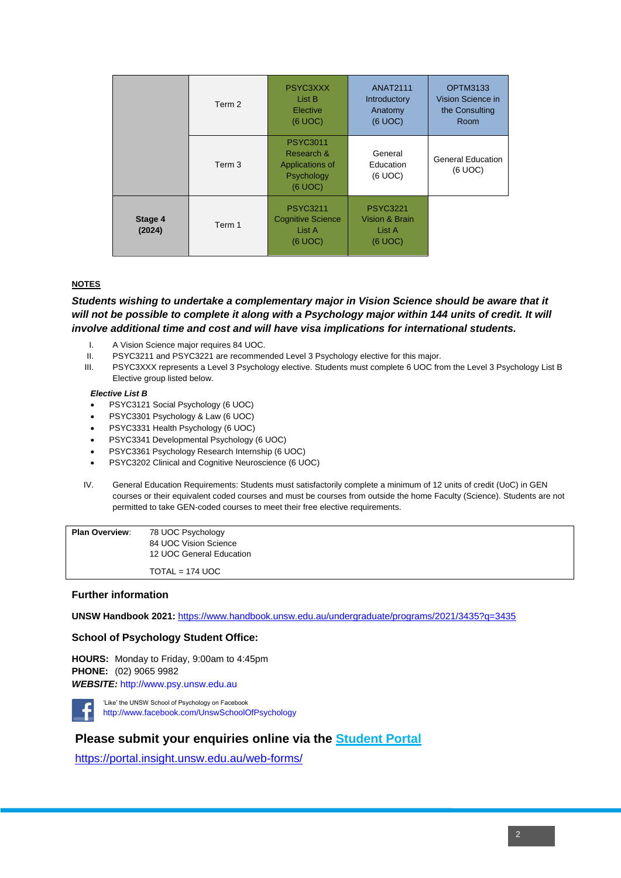| | | | | |
|---|---|---|---|---|
| | Term 2 | PSYC3XXX List B Elective (6 UOC) | ANAT2111 Introductory Anatomy (6 UOC) | OPTM3133 Vision Science in the Consulting Room |
| | Term 3 | PSYC3011 Research & Applications of Psychology (6 UOC) | General Education (6 UOC) | General Education (6 UOC) |
| **Stage 4 (2024)** | Term 1 | PSYC3211 Cognitive Science List A (6 UOC) | PSYC3221 Vision & Brain List A (6 UOC) | |

**NOTES**

***Students wishing to undertake a complementary major in Vision Science should be aware that it will not be possible to complete it along with a Psychology major within 144 units of credit. It will involve additional time and cost and will have visa implications for international students.***

I. A Vision Science major requires 84 UOC.

II. PSYC3211 and PSYC3221 are recommended Level 3 Psychology elective for this major.

III. PSYC3XXX represents a Level 3 Psychology elective. Students must complete 6 UOC from the Level 3 Psychology List B Elective group listed below.

***Elective List B***

- PSYC3121 Social Psychology (6 UOC)
- PSYC3301 Psychology & Law (6 UOC)
- PSYC3331 Health Psychology (6 UOC)
- PSYC3341 Developmental Psychology (6 UOC)
- PSYC3361 Psychology Research Internship (6 UOC)
- PSYC3202 Clinical and Cognitive Neuroscience (6 UOC)

IV. General Education Requirements: Students must satisfactorily complete a minimum of 12 units of credit (UoC) in GEN courses or their equivalent coded courses and must be courses from outside the home Faculty (Science). Students are not permitted to take GEN-coded courses to meet their free elective requirements.

| | |
|---|---|
| **Plan Overview**: | 78 UOC Psychology<br>84 UOC Vision Science<br>12 UOC General Education<br><br>TOTAL = 174 UOC |

### Further information

**UNSW Handbook 2021:** https://www.handbook.unsw.edu.au/undergraduate/programs/2021/3435?q=3435

### School of Psychology Student Office:

**HOURS:** Monday to Friday, 9:00am to 4:45pm
**PHONE:** (02) 9065 9982
***WEBSITE:*** http://www.psy.unsw.edu.au

'Like' the UNSW School of Psychology on Facebook
http://www.facebook.com/UnswSchoolOfPsychology

## Please submit your enquiries online via the Student Portal

https://portal.insight.unsw.edu.au/web-forms/